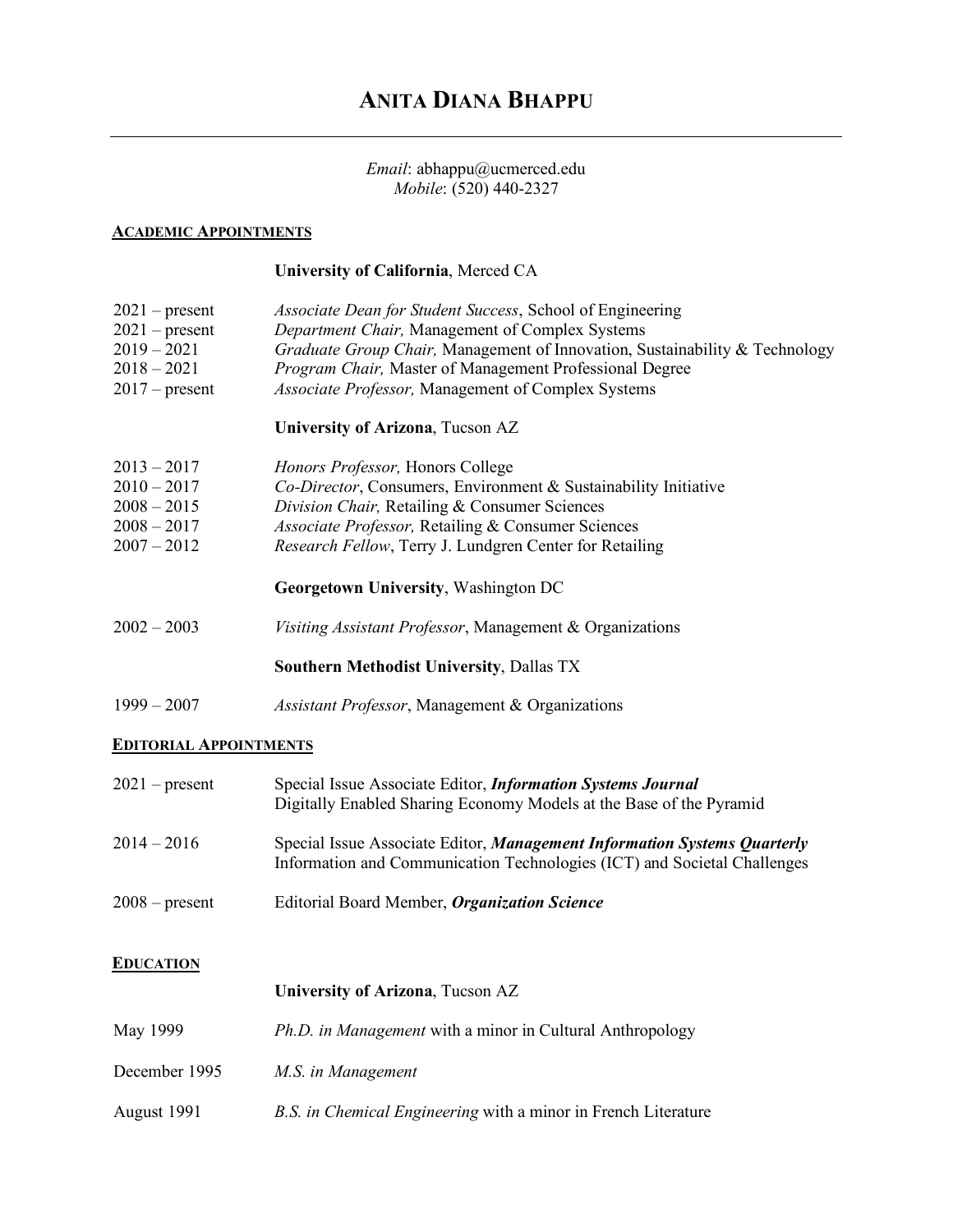# ANITA DIANA BHAPPU

*Email*: abhappu@ucmerced.edu
*Mobile*: (520) 440-2327

## ACADEMIC APPOINTMENTS

**University of California**, Merced CA

2021 – present *Associate Dean for Student Success*, School of Engineering
2021 – present *Department Chair,* Management of Complex Systems
2019 – 2021 *Graduate Group Chair,* Management of Innovation, Sustainability & Technology
2018 – 2021 *Program Chair,* Master of Management Professional Degree
2017 – present *Associate Professor,* Management of Complex Systems

**University of Arizona**, Tucson AZ

2013 – 2017 *Honors Professor,* Honors College
2010 – 2017 *Co-Director*, Consumers, Environment & Sustainability Initiative
2008 – 2015 *Division Chair,* Retailing & Consumer Sciences
2008 – 2017 *Associate Professor,* Retailing & Consumer Sciences
2007 – 2012 *Research Fellow*, Terry J. Lundgren Center for Retailing

**Georgetown University**, Washington DC

2002 – 2003 *Visiting Assistant Professor*, Management & Organizations

**Southern Methodist University**, Dallas TX

1999 – 2007 *Assistant Professor*, Management & Organizations

## EDITORIAL APPOINTMENTS

2021 – present Special Issue Associate Editor, ***Information Systems Journal***
Digitally Enabled Sharing Economy Models at the Base of the Pyramid

2014 – 2016 Special Issue Associate Editor, ***Management Information Systems Quarterly***
Information and Communication Technologies (ICT) and Societal Challenges

2008 – present Editorial Board Member, ***Organization Science***

## EDUCATION

**University of Arizona**, Tucson AZ

May 1999 *Ph.D. in Management* with a minor in Cultural Anthropology

December 1995 *M.S. in Management*

August 1991 *B.S. in Chemical Engineering* with a minor in French Literature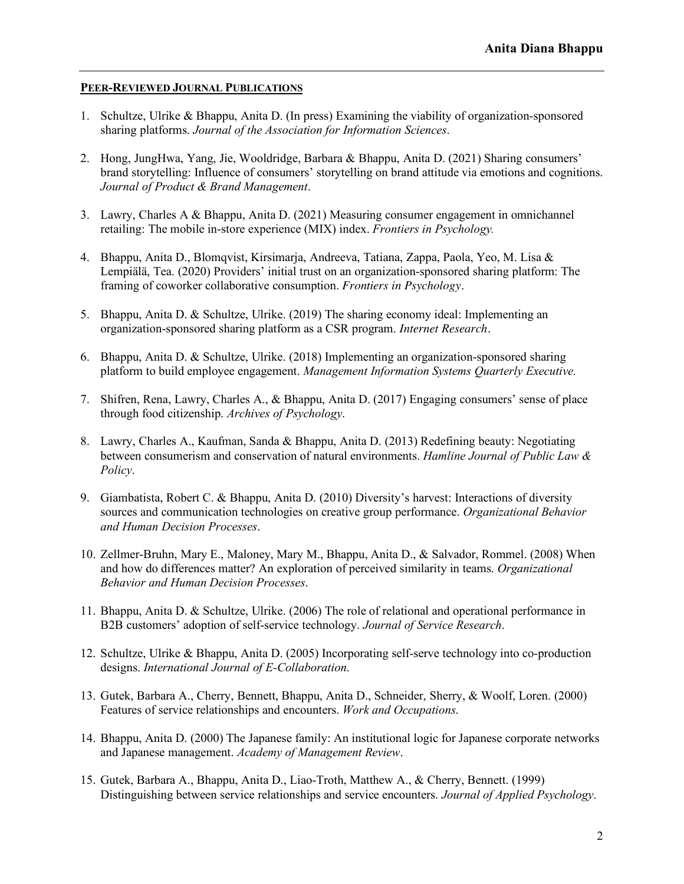## PEER-REVIEWED JOURNAL PUBLICATIONS

1. Schultze, Ulrike & Bhappu, Anita D. (In press) Examining the viability of organization-sponsored sharing platforms. *Journal of the Association for Information Sciences*.

2. Hong, JungHwa, Yang, Jie, Wooldridge, Barbara & Bhappu, Anita D. (2021) Sharing consumers' brand storytelling: Influence of consumers' storytelling on brand attitude via emotions and cognitions. *Journal of Product & Brand Management*.

3. Lawry, Charles A & Bhappu, Anita D. (2021) Measuring consumer engagement in omnichannel retailing: The mobile in-store experience (MIX) index. *Frontiers in Psychology.*

4. Bhappu, Anita D., Blomqvist, Kirsimarja, Andreeva, Tatiana, Zappa, Paola, Yeo, M. Lisa & Lempiälä, Tea. (2020) Providers' initial trust on an organization-sponsored sharing platform: The framing of coworker collaborative consumption. *Frontiers in Psychology*.

5. Bhappu, Anita D. & Schultze, Ulrike. (2019) The sharing economy ideal: Implementing an organization-sponsored sharing platform as a CSR program. *Internet Research*.

6. Bhappu, Anita D. & Schultze, Ulrike. (2018) Implementing an organization-sponsored sharing platform to build employee engagement. *Management Information Systems Quarterly Executive.*

7. Shifren, Rena, Lawry, Charles A., & Bhappu, Anita D. (2017) Engaging consumers' sense of place through food citizenship. *Archives of Psychology*.

8. Lawry, Charles A., Kaufman, Sanda & Bhappu, Anita D. (2013) Redefining beauty: Negotiating between consumerism and conservation of natural environments. *Hamline Journal of Public Law & Policy*.

9. Giambatista, Robert C. & Bhappu, Anita D. (2010) Diversity's harvest: Interactions of diversity sources and communication technologies on creative group performance. *Organizational Behavior and Human Decision Processes*.

10. Zellmer-Bruhn, Mary E., Maloney, Mary M., Bhappu, Anita D., & Salvador, Rommel. (2008) When and how do differences matter? An exploration of perceived similarity in teams. *Organizational Behavior and Human Decision Processes*.

11. Bhappu, Anita D. & Schultze, Ulrike. (2006) The role of relational and operational performance in B2B customers' adoption of self-service technology. *Journal of Service Research*.

12. Schultze, Ulrike & Bhappu, Anita D. (2005) Incorporating self-serve technology into co-production designs. *International Journal of E-Collaboration*.

13. Gutek, Barbara A., Cherry, Bennett, Bhappu, Anita D., Schneider, Sherry, & Woolf, Loren. (2000) Features of service relationships and encounters. *Work and Occupations*.

14. Bhappu, Anita D. (2000) The Japanese family: An institutional logic for Japanese corporate networks and Japanese management. *Academy of Management Review*.

15. Gutek, Barbara A., Bhappu, Anita D., Liao-Troth, Matthew A., & Cherry, Bennett. (1999) Distinguishing between service relationships and service encounters. *Journal of Applied Psychology*.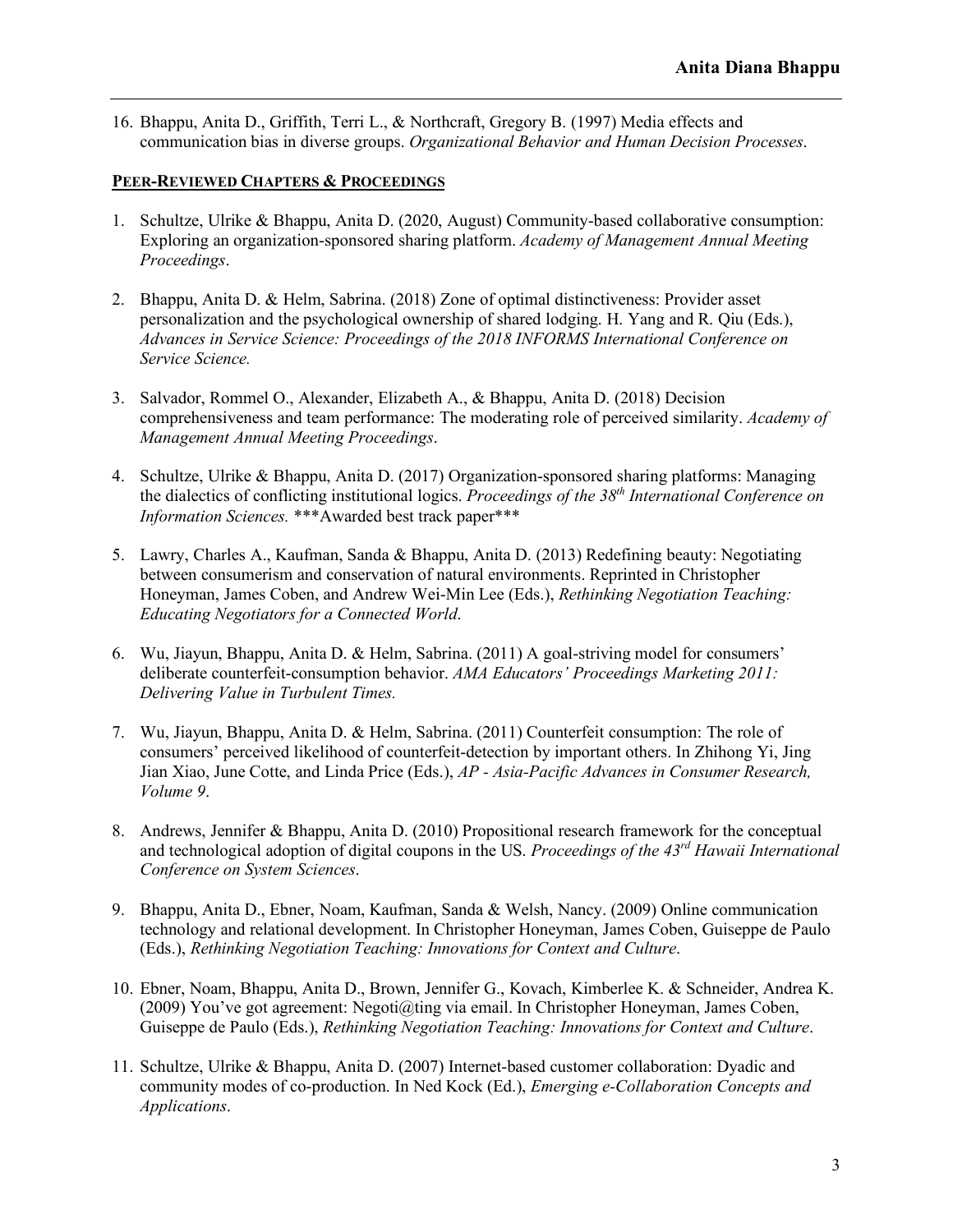16. Bhappu, Anita D., Griffith, Terri L., & Northcraft, Gregory B. (1997) Media effects and communication bias in diverse groups. *Organizational Behavior and Human Decision Processes*.

## PEER-REVIEWED CHAPTERS & PROCEEDINGS

1. Schultze, Ulrike & Bhappu, Anita D. (2020, August) Community-based collaborative consumption: Exploring an organization-sponsored sharing platform. *Academy of Management Annual Meeting Proceedings*.

2. Bhappu, Anita D. & Helm, Sabrina. (2018) Zone of optimal distinctiveness: Provider asset personalization and the psychological ownership of shared lodging. H. Yang and R. Qiu (Eds.), *Advances in Service Science: Proceedings of the 2018 INFORMS International Conference on Service Science.*

3. Salvador, Rommel O., Alexander, Elizabeth A., & Bhappu, Anita D. (2018) Decision comprehensiveness and team performance: The moderating role of perceived similarity. *Academy of Management Annual Meeting Proceedings*.

4. Schultze, Ulrike & Bhappu, Anita D. (2017) Organization-sponsored sharing platforms: Managing the dialectics of conflicting institutional logics. *Proceedings of the 38th International Conference on Information Sciences.* ***Awarded best track paper***

5. Lawry, Charles A., Kaufman, Sanda & Bhappu, Anita D. (2013) Redefining beauty: Negotiating between consumerism and conservation of natural environments. Reprinted in Christopher Honeyman, James Coben, and Andrew Wei-Min Lee (Eds.), *Rethinking Negotiation Teaching: Educating Negotiators for a Connected World*.

6. Wu, Jiayun, Bhappu, Anita D. & Helm, Sabrina. (2011) A goal-striving model for consumers' deliberate counterfeit-consumption behavior. *AMA Educators' Proceedings Marketing 2011: Delivering Value in Turbulent Times.*

7. Wu, Jiayun, Bhappu, Anita D. & Helm, Sabrina. (2011) Counterfeit consumption: The role of consumers' perceived likelihood of counterfeit-detection by important others. In Zhihong Yi, Jing Jian Xiao, June Cotte, and Linda Price (Eds.), *AP - Asia-Pacific Advances in Consumer Research, Volume 9*.

8. Andrews, Jennifer & Bhappu, Anita D. (2010) Propositional research framework for the conceptual and technological adoption of digital coupons in the US. *Proceedings of the 43rd Hawaii International Conference on System Sciences*.

9. Bhappu, Anita D., Ebner, Noam, Kaufman, Sanda & Welsh, Nancy. (2009) Online communication technology and relational development. In Christopher Honeyman, James Coben, Guiseppe de Paulo (Eds.), *Rethinking Negotiation Teaching: Innovations for Context and Culture*.

10. Ebner, Noam, Bhappu, Anita D., Brown, Jennifer G., Kovach, Kimberlee K. & Schneider, Andrea K. (2009) You've got agreement: Negoti@ting via email. In Christopher Honeyman, James Coben, Guiseppe de Paulo (Eds.), *Rethinking Negotiation Teaching: Innovations for Context and Culture*.

11. Schultze, Ulrike & Bhappu, Anita D. (2007) Internet-based customer collaboration: Dyadic and community modes of co-production. In Ned Kock (Ed.), *Emerging e-Collaboration Concepts and Applications*.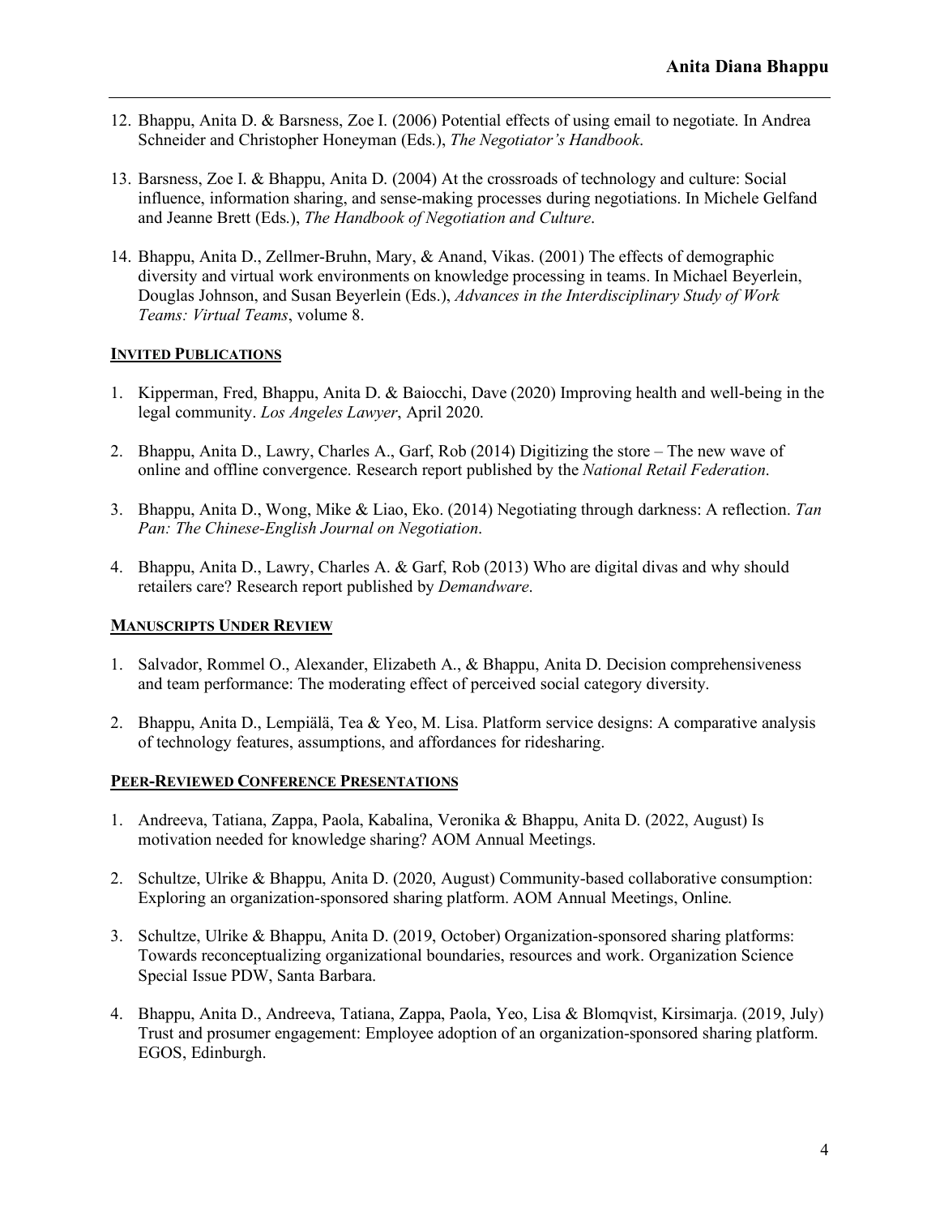12. Bhappu, Anita D. & Barsness, Zoe I. (2006) Potential effects of using email to negotiate. In Andrea Schneider and Christopher Honeyman (Eds.), *The Negotiator's Handbook*.

13. Barsness, Zoe I. & Bhappu, Anita D. (2004) At the crossroads of technology and culture: Social influence, information sharing, and sense-making processes during negotiations. In Michele Gelfand and Jeanne Brett (Eds.), *The Handbook of Negotiation and Culture*.

14. Bhappu, Anita D., Zellmer-Bruhn, Mary, & Anand, Vikas. (2001) The effects of demographic diversity and virtual work environments on knowledge processing in teams. In Michael Beyerlein, Douglas Johnson, and Susan Beyerlein (Eds.), *Advances in the Interdisciplinary Study of Work Teams: Virtual Teams*, volume 8.

## INVITED PUBLICATIONS

1. Kipperman, Fred, Bhappu, Anita D. & Baiocchi, Dave (2020) Improving health and well-being in the legal community. *Los Angeles Lawyer*, April 2020.

2. Bhappu, Anita D., Lawry, Charles A., Garf, Rob (2014) Digitizing the store – The new wave of online and offline convergence. Research report published by the *National Retail Federation*.

3. Bhappu, Anita D., Wong, Mike & Liao, Eko. (2014) Negotiating through darkness: A reflection. *Tan Pan: The Chinese-English Journal on Negotiation*.

4. Bhappu, Anita D., Lawry, Charles A. & Garf, Rob (2013) Who are digital divas and why should retailers care? Research report published by *Demandware*.

## MANUSCRIPTS UNDER REVIEW

1. Salvador, Rommel O., Alexander, Elizabeth A., & Bhappu, Anita D. Decision comprehensiveness and team performance: The moderating effect of perceived social category diversity.

2. Bhappu, Anita D., Lempiälä, Tea & Yeo, M. Lisa. Platform service designs: A comparative analysis of technology features, assumptions, and affordances for ridesharing.

## PEER-REVIEWED CONFERENCE PRESENTATIONS

1. Andreeva, Tatiana, Zappa, Paola, Kabalina, Veronika & Bhappu, Anita D. (2022, August) Is motivation needed for knowledge sharing? AOM Annual Meetings.

2. Schultze, Ulrike & Bhappu, Anita D. (2020, August) Community-based collaborative consumption: Exploring an organization-sponsored sharing platform. AOM Annual Meetings, Online.

3. Schultze, Ulrike & Bhappu, Anita D. (2019, October) Organization-sponsored sharing platforms: Towards reconceptualizing organizational boundaries, resources and work. Organization Science Special Issue PDW, Santa Barbara.

4. Bhappu, Anita D., Andreeva, Tatiana, Zappa, Paola, Yeo, Lisa & Blomqvist, Kirsimarja. (2019, July) Trust and prosumer engagement: Employee adoption of an organization-sponsored sharing platform. EGOS, Edinburgh.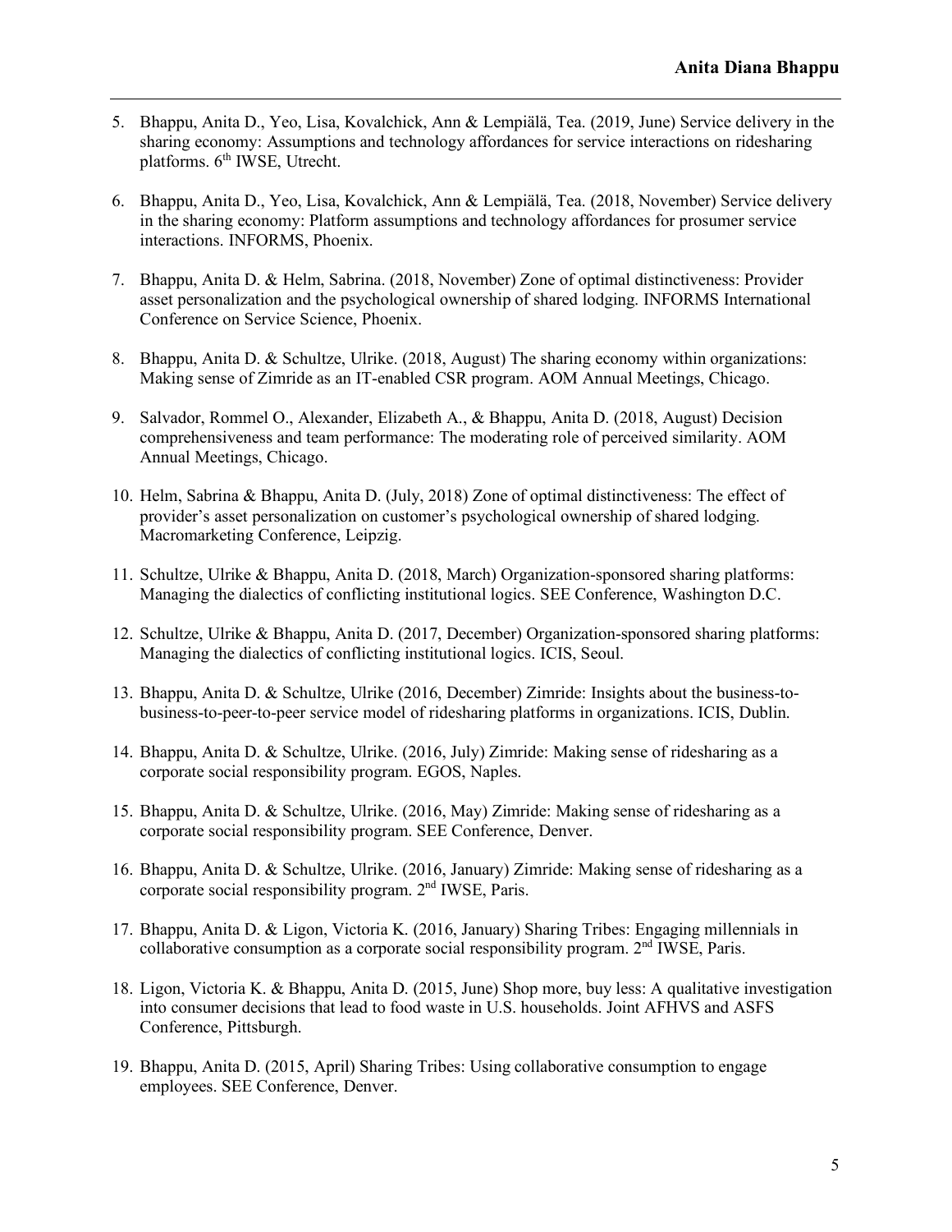5. Bhappu, Anita D., Yeo, Lisa, Kovalchick, Ann & Lempiälä, Tea. (2019, June) Service delivery in the sharing economy: Assumptions and technology affordances for service interactions on ridesharing platforms. 6th IWSE, Utrecht.

6. Bhappu, Anita D., Yeo, Lisa, Kovalchick, Ann & Lempiälä, Tea. (2018, November) Service delivery in the sharing economy: Platform assumptions and technology affordances for prosumer service interactions. INFORMS, Phoenix.

7. Bhappu, Anita D. & Helm, Sabrina. (2018, November) Zone of optimal distinctiveness: Provider asset personalization and the psychological ownership of shared lodging. INFORMS International Conference on Service Science, Phoenix.

8. Bhappu, Anita D. & Schultze, Ulrike. (2018, August) The sharing economy within organizations: Making sense of Zimride as an IT-enabled CSR program. AOM Annual Meetings, Chicago.

9. Salvador, Rommel O., Alexander, Elizabeth A., & Bhappu, Anita D. (2018, August) Decision comprehensiveness and team performance: The moderating role of perceived similarity. AOM Annual Meetings, Chicago.

10. Helm, Sabrina & Bhappu, Anita D. (July, 2018) Zone of optimal distinctiveness: The effect of provider's asset personalization on customer's psychological ownership of shared lodging. Macromarketing Conference, Leipzig.

11. Schultze, Ulrike & Bhappu, Anita D. (2018, March) Organization-sponsored sharing platforms: Managing the dialectics of conflicting institutional logics. SEE Conference, Washington D.C.

12. Schultze, Ulrike & Bhappu, Anita D. (2017, December) Organization-sponsored sharing platforms: Managing the dialectics of conflicting institutional logics. ICIS, Seoul.

13. Bhappu, Anita D. & Schultze, Ulrike (2016, December) Zimride: Insights about the business-to-business-to-peer-to-peer service model of ridesharing platforms in organizations. ICIS, Dublin.

14. Bhappu, Anita D. & Schultze, Ulrike. (2016, July) Zimride: Making sense of ridesharing as a corporate social responsibility program. EGOS, Naples.

15. Bhappu, Anita D. & Schultze, Ulrike. (2016, May) Zimride: Making sense of ridesharing as a corporate social responsibility program. SEE Conference, Denver.

16. Bhappu, Anita D. & Schultze, Ulrike. (2016, January) Zimride: Making sense of ridesharing as a corporate social responsibility program. 2nd IWSE, Paris.

17. Bhappu, Anita D. & Ligon, Victoria K. (2016, January) Sharing Tribes: Engaging millennials in collaborative consumption as a corporate social responsibility program. 2nd IWSE, Paris.

18. Ligon, Victoria K. & Bhappu, Anita D. (2015, June) Shop more, buy less: A qualitative investigation into consumer decisions that lead to food waste in U.S. households. Joint AFHVS and ASFS Conference, Pittsburgh.

19. Bhappu, Anita D. (2015, April) Sharing Tribes: Using collaborative consumption to engage employees. SEE Conference, Denver.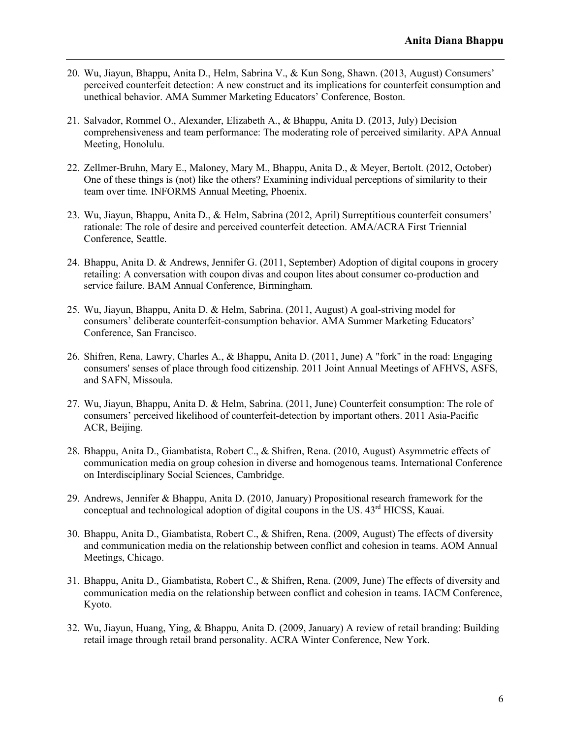20. Wu, Jiayun, Bhappu, Anita D., Helm, Sabrina V., & Kun Song, Shawn. (2013, August) Consumers' perceived counterfeit detection: A new construct and its implications for counterfeit consumption and unethical behavior. AMA Summer Marketing Educators' Conference, Boston.

21. Salvador, Rommel O., Alexander, Elizabeth A., & Bhappu, Anita D. (2013, July) Decision comprehensiveness and team performance: The moderating role of perceived similarity. APA Annual Meeting, Honolulu.

22. Zellmer-Bruhn, Mary E., Maloney, Mary M., Bhappu, Anita D., & Meyer, Bertolt. (2012, October) One of these things is (not) like the others? Examining individual perceptions of similarity to their team over time. INFORMS Annual Meeting, Phoenix.

23. Wu, Jiayun, Bhappu, Anita D., & Helm, Sabrina (2012, April) Surreptitious counterfeit consumers' rationale: The role of desire and perceived counterfeit detection. AMA/ACRA First Triennial Conference, Seattle.

24. Bhappu, Anita D. & Andrews, Jennifer G. (2011, September) Adoption of digital coupons in grocery retailing: A conversation with coupon divas and coupon lites about consumer co-production and service failure. BAM Annual Conference, Birmingham.

25. Wu, Jiayun, Bhappu, Anita D. & Helm, Sabrina. (2011, August) A goal-striving model for consumers' deliberate counterfeit-consumption behavior. AMA Summer Marketing Educators' Conference, San Francisco.

26. Shifren, Rena, Lawry, Charles A., & Bhappu, Anita D. (2011, June) A "fork" in the road: Engaging consumers' senses of place through food citizenship. 2011 Joint Annual Meetings of AFHVS, ASFS, and SAFN, Missoula.

27. Wu, Jiayun, Bhappu, Anita D. & Helm, Sabrina. (2011, June) Counterfeit consumption: The role of consumers' perceived likelihood of counterfeit-detection by important others. 2011 Asia-Pacific ACR, Beijing.

28. Bhappu, Anita D., Giambatista, Robert C., & Shifren, Rena. (2010, August) Asymmetric effects of communication media on group cohesion in diverse and homogenous teams. International Conference on Interdisciplinary Social Sciences, Cambridge.

29. Andrews, Jennifer & Bhappu, Anita D. (2010, January) Propositional research framework for the conceptual and technological adoption of digital coupons in the US. 43rd HICSS, Kauai.

30. Bhappu, Anita D., Giambatista, Robert C., & Shifren, Rena. (2009, August) The effects of diversity and communication media on the relationship between conflict and cohesion in teams. AOM Annual Meetings, Chicago.

31. Bhappu, Anita D., Giambatista, Robert C., & Shifren, Rena. (2009, June) The effects of diversity and communication media on the relationship between conflict and cohesion in teams. IACM Conference, Kyoto.

32. Wu, Jiayun, Huang, Ying, & Bhappu, Anita D. (2009, January) A review of retail branding: Building retail image through retail brand personality. ACRA Winter Conference, New York.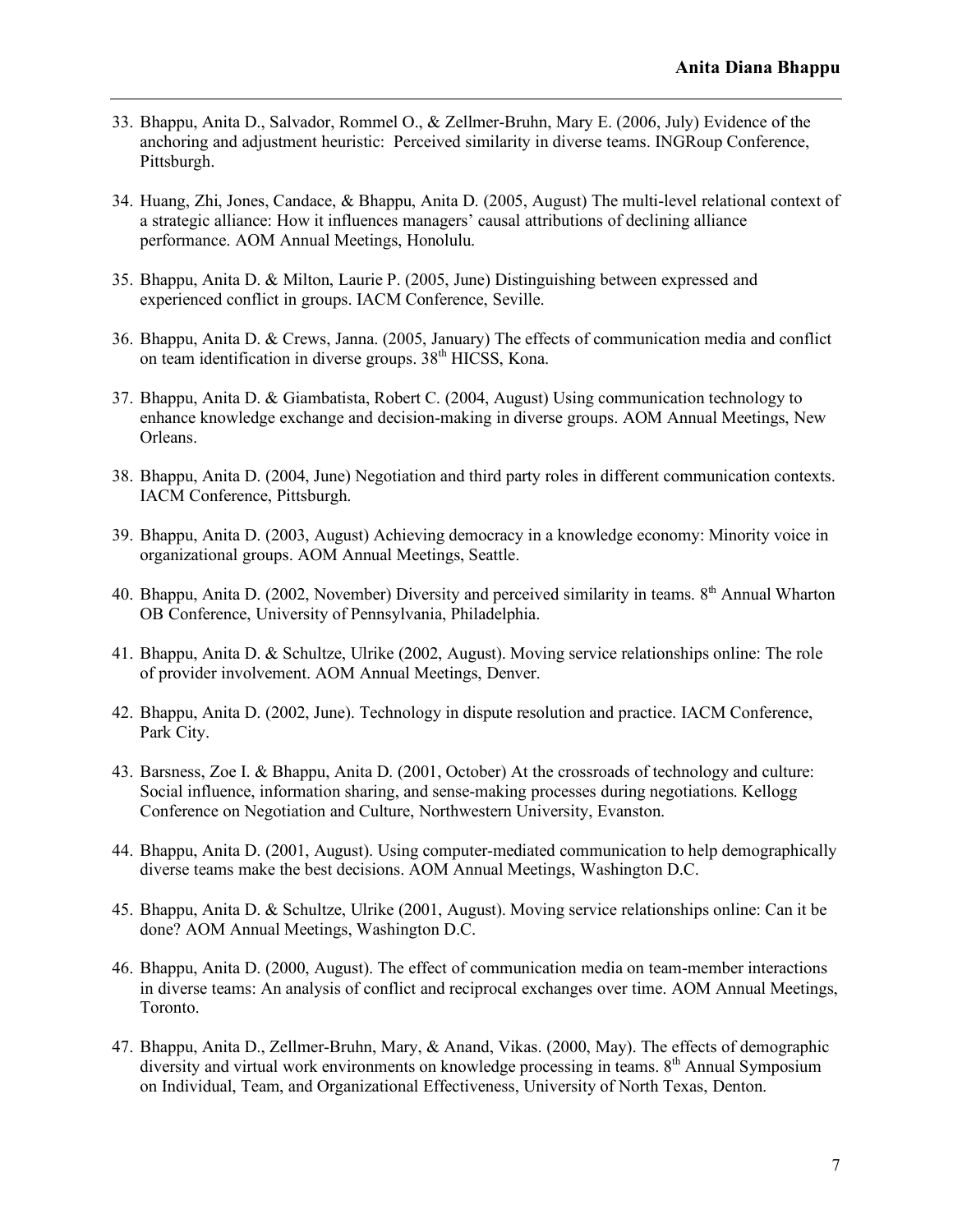33. Bhappu, Anita D., Salvador, Rommel O., & Zellmer-Bruhn, Mary E. (2006, July) Evidence of the anchoring and adjustment heuristic: Perceived similarity in diverse teams. INGRoup Conference, Pittsburgh.

34. Huang, Zhi, Jones, Candace, & Bhappu, Anita D. (2005, August) The multi-level relational context of a strategic alliance: How it influences managers' causal attributions of declining alliance performance. AOM Annual Meetings, Honolulu.

35. Bhappu, Anita D. & Milton, Laurie P. (2005, June) Distinguishing between expressed and experienced conflict in groups. IACM Conference, Seville.

36. Bhappu, Anita D. & Crews, Janna. (2005, January) The effects of communication media and conflict on team identification in diverse groups. 38th HICSS, Kona.

37. Bhappu, Anita D. & Giambatista, Robert C. (2004, August) Using communication technology to enhance knowledge exchange and decision-making in diverse groups. AOM Annual Meetings, New Orleans.

38. Bhappu, Anita D. (2004, June) Negotiation and third party roles in different communication contexts. IACM Conference, Pittsburgh.

39. Bhappu, Anita D. (2003, August) Achieving democracy in a knowledge economy: Minority voice in organizational groups. AOM Annual Meetings, Seattle.

40. Bhappu, Anita D. (2002, November) Diversity and perceived similarity in teams. 8th Annual Wharton OB Conference, University of Pennsylvania, Philadelphia.

41. Bhappu, Anita D. & Schultze, Ulrike (2002, August). Moving service relationships online: The role of provider involvement. AOM Annual Meetings, Denver.

42. Bhappu, Anita D. (2002, June). Technology in dispute resolution and practice. IACM Conference, Park City.

43. Barsness, Zoe I. & Bhappu, Anita D. (2001, October) At the crossroads of technology and culture: Social influence, information sharing, and sense-making processes during negotiations. Kellogg Conference on Negotiation and Culture, Northwestern University, Evanston.

44. Bhappu, Anita D. (2001, August). Using computer-mediated communication to help demographically diverse teams make the best decisions. AOM Annual Meetings, Washington D.C.

45. Bhappu, Anita D. & Schultze, Ulrike (2001, August). Moving service relationships online: Can it be done? AOM Annual Meetings, Washington D.C.

46. Bhappu, Anita D. (2000, August). The effect of communication media on team-member interactions in diverse teams: An analysis of conflict and reciprocal exchanges over time. AOM Annual Meetings, Toronto.

47. Bhappu, Anita D., Zellmer-Bruhn, Mary, & Anand, Vikas. (2000, May). The effects of demographic diversity and virtual work environments on knowledge processing in teams. 8th Annual Symposium on Individual, Team, and Organizational Effectiveness, University of North Texas, Denton.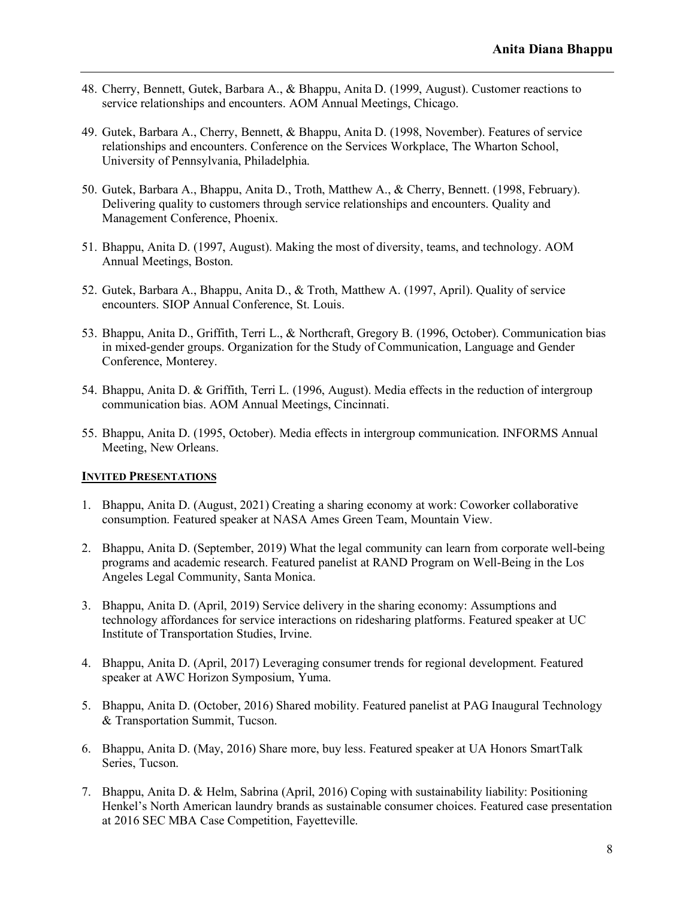48. Cherry, Bennett, Gutek, Barbara A., & Bhappu, Anita D. (1999, August). Customer reactions to service relationships and encounters. AOM Annual Meetings, Chicago.

49. Gutek, Barbara A., Cherry, Bennett, & Bhappu, Anita D. (1998, November). Features of service relationships and encounters. Conference on the Services Workplace, The Wharton School, University of Pennsylvania, Philadelphia.

50. Gutek, Barbara A., Bhappu, Anita D., Troth, Matthew A., & Cherry, Bennett. (1998, February). Delivering quality to customers through service relationships and encounters. Quality and Management Conference, Phoenix.

51. Bhappu, Anita D. (1997, August). Making the most of diversity, teams, and technology. AOM Annual Meetings, Boston.

52. Gutek, Barbara A., Bhappu, Anita D., & Troth, Matthew A. (1997, April). Quality of service encounters. SIOP Annual Conference, St. Louis.

53. Bhappu, Anita D., Griffith, Terri L., & Northcraft, Gregory B. (1996, October). Communication bias in mixed-gender groups. Organization for the Study of Communication, Language and Gender Conference, Monterey.

54. Bhappu, Anita D. & Griffith, Terri L. (1996, August). Media effects in the reduction of intergroup communication bias. AOM Annual Meetings, Cincinnati.

55. Bhappu, Anita D. (1995, October). Media effects in intergroup communication. INFORMS Annual Meeting, New Orleans.

## INVITED PRESENTATIONS

1. Bhappu, Anita D. (August, 2021) Creating a sharing economy at work: Coworker collaborative consumption. Featured speaker at NASA Ames Green Team, Mountain View.

2. Bhappu, Anita D. (September, 2019) What the legal community can learn from corporate well-being programs and academic research. Featured panelist at RAND Program on Well-Being in the Los Angeles Legal Community, Santa Monica.

3. Bhappu, Anita D. (April, 2019) Service delivery in the sharing economy: Assumptions and technology affordances for service interactions on ridesharing platforms. Featured speaker at UC Institute of Transportation Studies, Irvine.

4. Bhappu, Anita D. (April, 2017) Leveraging consumer trends for regional development. Featured speaker at AWC Horizon Symposium, Yuma.

5. Bhappu, Anita D. (October, 2016) Shared mobility. Featured panelist at PAG Inaugural Technology & Transportation Summit, Tucson.

6. Bhappu, Anita D. (May, 2016) Share more, buy less. Featured speaker at UA Honors SmartTalk Series, Tucson.

7. Bhappu, Anita D. & Helm, Sabrina (April, 2016) Coping with sustainability liability: Positioning Henkel's North American laundry brands as sustainable consumer choices. Featured case presentation at 2016 SEC MBA Case Competition, Fayetteville.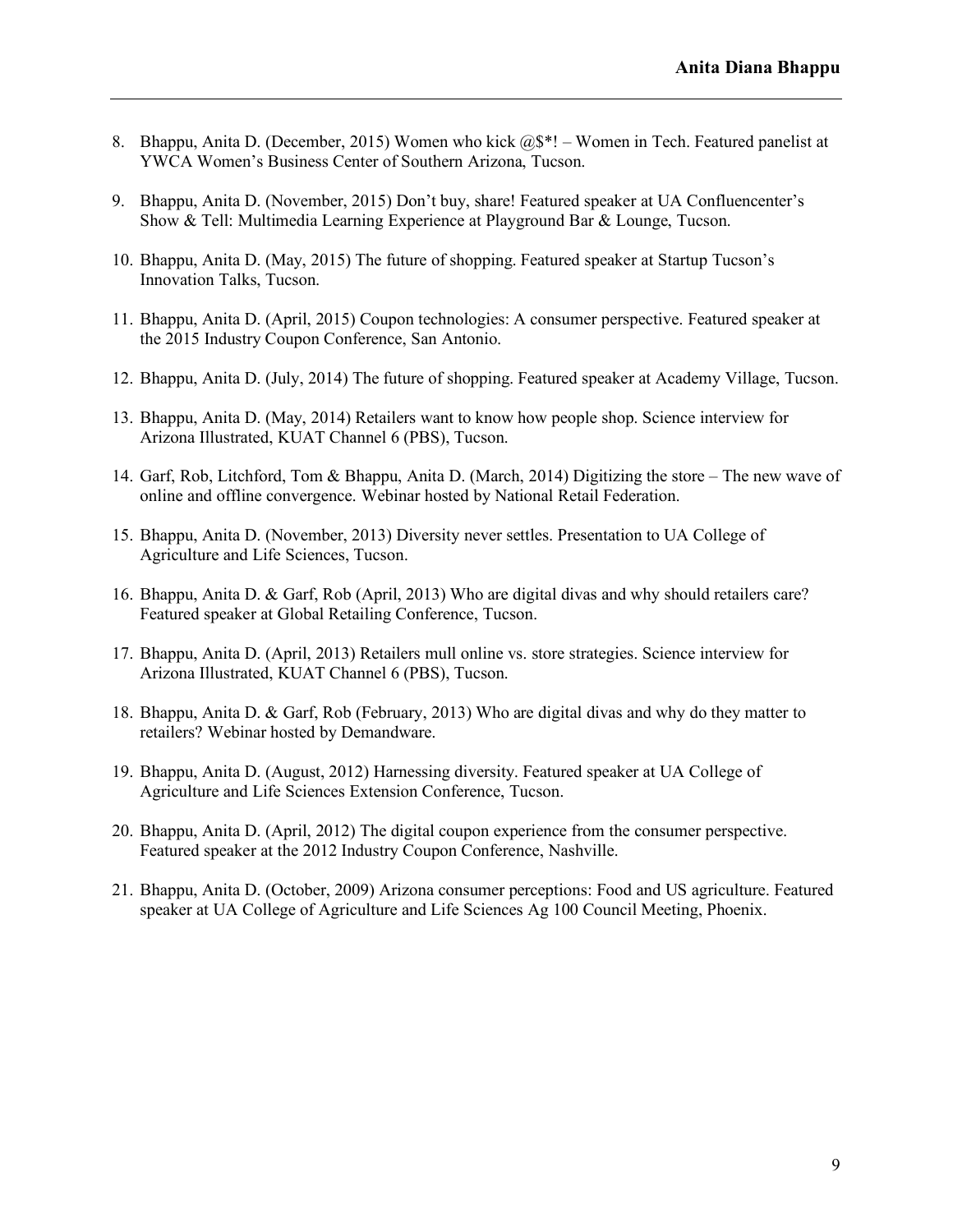8. Bhappu, Anita D. (December, 2015) Women who kick @$*! – Women in Tech. Featured panelist at YWCA Women's Business Center of Southern Arizona, Tucson.

9. Bhappu, Anita D. (November, 2015) Don't buy, share! Featured speaker at UA Confluencenter's Show & Tell: Multimedia Learning Experience at Playground Bar & Lounge, Tucson.

10. Bhappu, Anita D. (May, 2015) The future of shopping. Featured speaker at Startup Tucson's Innovation Talks, Tucson.

11. Bhappu, Anita D. (April, 2015) Coupon technologies: A consumer perspective. Featured speaker at the 2015 Industry Coupon Conference, San Antonio.

12. Bhappu, Anita D. (July, 2014) The future of shopping. Featured speaker at Academy Village, Tucson.

13. Bhappu, Anita D. (May, 2014) Retailers want to know how people shop. Science interview for Arizona Illustrated, KUAT Channel 6 (PBS), Tucson.

14. Garf, Rob, Litchford, Tom & Bhappu, Anita D. (March, 2014) Digitizing the store – The new wave of online and offline convergence. Webinar hosted by National Retail Federation.

15. Bhappu, Anita D. (November, 2013) Diversity never settles. Presentation to UA College of Agriculture and Life Sciences, Tucson.

16. Bhappu, Anita D. & Garf, Rob (April, 2013) Who are digital divas and why should retailers care? Featured speaker at Global Retailing Conference, Tucson.

17. Bhappu, Anita D. (April, 2013) Retailers mull online vs. store strategies. Science interview for Arizona Illustrated, KUAT Channel 6 (PBS), Tucson.

18. Bhappu, Anita D. & Garf, Rob (February, 2013) Who are digital divas and why do they matter to retailers? Webinar hosted by Demandware.

19. Bhappu, Anita D. (August, 2012) Harnessing diversity. Featured speaker at UA College of Agriculture and Life Sciences Extension Conference, Tucson.

20. Bhappu, Anita D. (April, 2012) The digital coupon experience from the consumer perspective. Featured speaker at the 2012 Industry Coupon Conference, Nashville.

21. Bhappu, Anita D. (October, 2009) Arizona consumer perceptions: Food and US agriculture. Featured speaker at UA College of Agriculture and Life Sciences Ag 100 Council Meeting, Phoenix.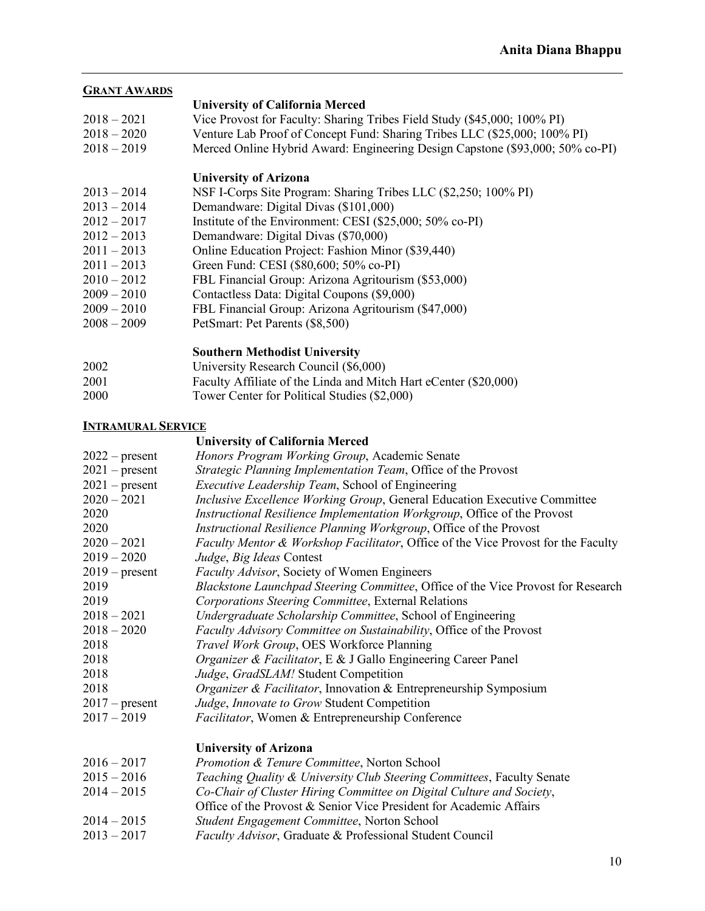## GRANT AWARDS

**University of California Merced**

2018 – 2021 Vice Provost for Faculty: Sharing Tribes Field Study ($45,000; 100% PI)
2018 – 2020 Venture Lab Proof of Concept Fund: Sharing Tribes LLC ($25,000; 100% PI)
2018 – 2019 Merced Online Hybrid Award: Engineering Design Capstone ($93,000; 50% co-PI)

**University of Arizona**

2013 – 2014 NSF I-Corps Site Program: Sharing Tribes LLC ($2,250; 100% PI)
2013 – 2014 Demandware: Digital Divas ($101,000)
2012 – 2017 Institute of the Environment: CESI ($25,000; 50% co-PI)
2012 – 2013 Demandware: Digital Divas ($70,000)
2011 – 2013 Online Education Project: Fashion Minor ($39,440)
2011 – 2013 Green Fund: CESI ($80,600; 50% co-PI)
2010 – 2012 FBL Financial Group: Arizona Agritourism ($53,000)
2009 – 2010 Contactless Data: Digital Coupons ($9,000)
2009 – 2010 FBL Financial Group: Arizona Agritourism ($47,000)
2008 – 2009 PetSmart: Pet Parents ($8,500)

**Southern Methodist University**

2002 University Research Council ($6,000)
2001 Faculty Affiliate of the Linda and Mitch Hart eCenter ($20,000)
2000 Tower Center for Political Studies ($2,000)

## INTRAMURAL SERVICE

**University of California Merced**

2022 – present *Honors Program Working Group*, Academic Senate
2021 – present *Strategic Planning Implementation Team*, Office of the Provost
2021 – present *Executive Leadership Team*, School of Engineering
2020 – 2021 *Inclusive Excellence Working Group*, General Education Executive Committee
2020 *Instructional Resilience Implementation Workgroup*, Office of the Provost
2020 *Instructional Resilience Planning Workgroup*, Office of the Provost
2020 – 2021 *Faculty Mentor & Workshop Facilitator*, Office of the Vice Provost for the Faculty
2019 – 2020 *Judge*, *Big Ideas* Contest
2019 – present *Faculty Advisor*, Society of Women Engineers
2019 *Blackstone Launchpad Steering Committee*, Office of the Vice Provost for Research
2019 *Corporations Steering Committee*, External Relations
2018 – 2021 *Undergraduate Scholarship Committee*, School of Engineering
2018 – 2020 *Faculty Advisory Committee on Sustainability*, Office of the Provost
2018 *Travel Work Group*, OES Workforce Planning
2018 *Organizer & Facilitator*, E & J Gallo Engineering Career Panel
2018 *Judge*, *GradSLAM!* Student Competition
2018 *Organizer & Facilitator*, Innovation & Entrepreneurship Symposium
2017 – present *Judge*, *Innovate to Grow* Student Competition
2017 – 2019 *Facilitator*, Women & Entrepreneurship Conference

**University of Arizona**

2016 – 2017 *Promotion & Tenure Committee*, Norton School
2015 – 2016 *Teaching Quality & University Club Steering Committees*, Faculty Senate
2014 – 2015 *Co-Chair of Cluster Hiring Committee on Digital Culture and Society*, Office of the Provost & Senior Vice President for Academic Affairs
2014 – 2015 *Student Engagement Committee*, Norton School
2013 – 2017 *Faculty Advisor*, Graduate & Professional Student Council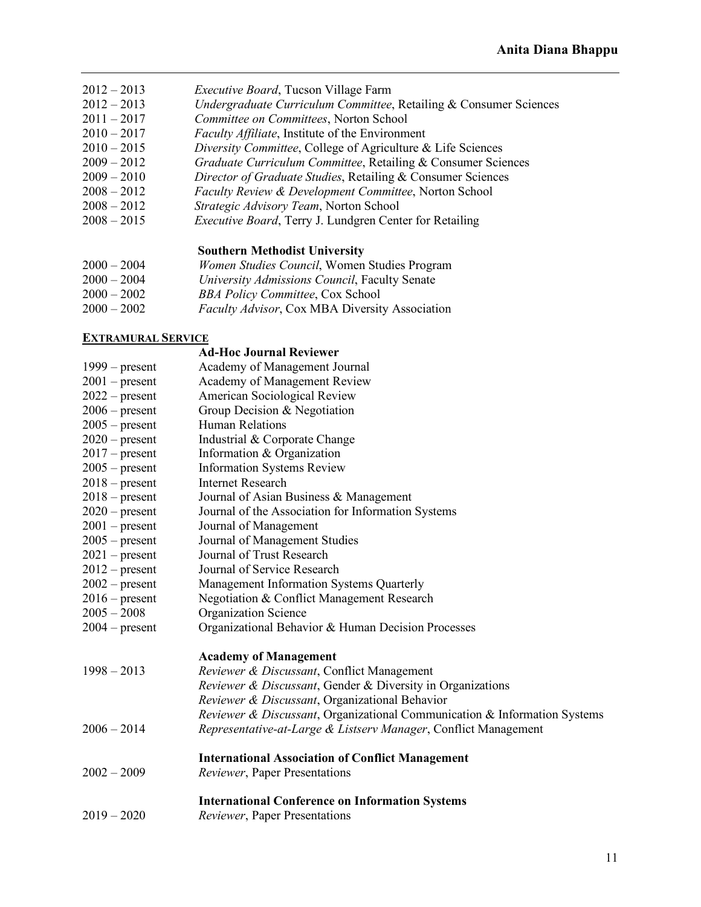2012 – 2013 *Executive Board*, Tucson Village Farm
2012 – 2013 *Undergraduate Curriculum Committee*, Retailing & Consumer Sciences
2011 – 2017 *Committee on Committees*, Norton School
2010 – 2017 *Faculty Affiliate*, Institute of the Environment
2010 – 2015 *Diversity Committee*, College of Agriculture & Life Sciences
2009 – 2012 *Graduate Curriculum Committee*, Retailing & Consumer Sciences
2009 – 2010 *Director of Graduate Studies*, Retailing & Consumer Sciences
2008 – 2012 *Faculty Review & Development Committee*, Norton School
2008 – 2012 *Strategic Advisory Team*, Norton School
2008 – 2015 *Executive Board*, Terry J. Lundgren Center for Retailing

**Southern Methodist University**

2000 – 2004 *Women Studies Council*, Women Studies Program
2000 – 2004 *University Admissions Council*, Faculty Senate
2000 – 2002 *BBA Policy Committee*, Cox School
2000 – 2002 *Faculty Advisor*, Cox MBA Diversity Association

**EXTRAMURAL SERVICE**

**Ad-Hoc Journal Reviewer**

1999 – present Academy of Management Journal
2001 – present Academy of Management Review
2022 – present American Sociological Review
2006 – present Group Decision & Negotiation
2005 – present Human Relations
2020 – present Industrial & Corporate Change
2017 – present Information & Organization
2005 – present Information Systems Review
2018 – present Internet Research
2018 – present Journal of Asian Business & Management
2020 – present Journal of the Association for Information Systems
2001 – present Journal of Management
2005 – present Journal of Management Studies
2021 – present Journal of Trust Research
2012 – present Journal of Service Research
2002 – present Management Information Systems Quarterly
2016 – present Negotiation & Conflict Management Research
2005 – 2008 Organization Science
2004 – present Organizational Behavior & Human Decision Processes

**Academy of Management**

1998 – 2013 *Reviewer & Discussant*, Conflict Management
*Reviewer & Discussant*, Gender & Diversity in Organizations
*Reviewer & Discussant*, Organizational Behavior
*Reviewer & Discussant*, Organizational Communication & Information Systems
2006 – 2014 *Representative-at-Large & Listserv Manager*, Conflict Management

**International Association of Conflict Management**

2002 – 2009 *Reviewer*, Paper Presentations

**International Conference on Information Systems**

2019 – 2020 *Reviewer*, Paper Presentations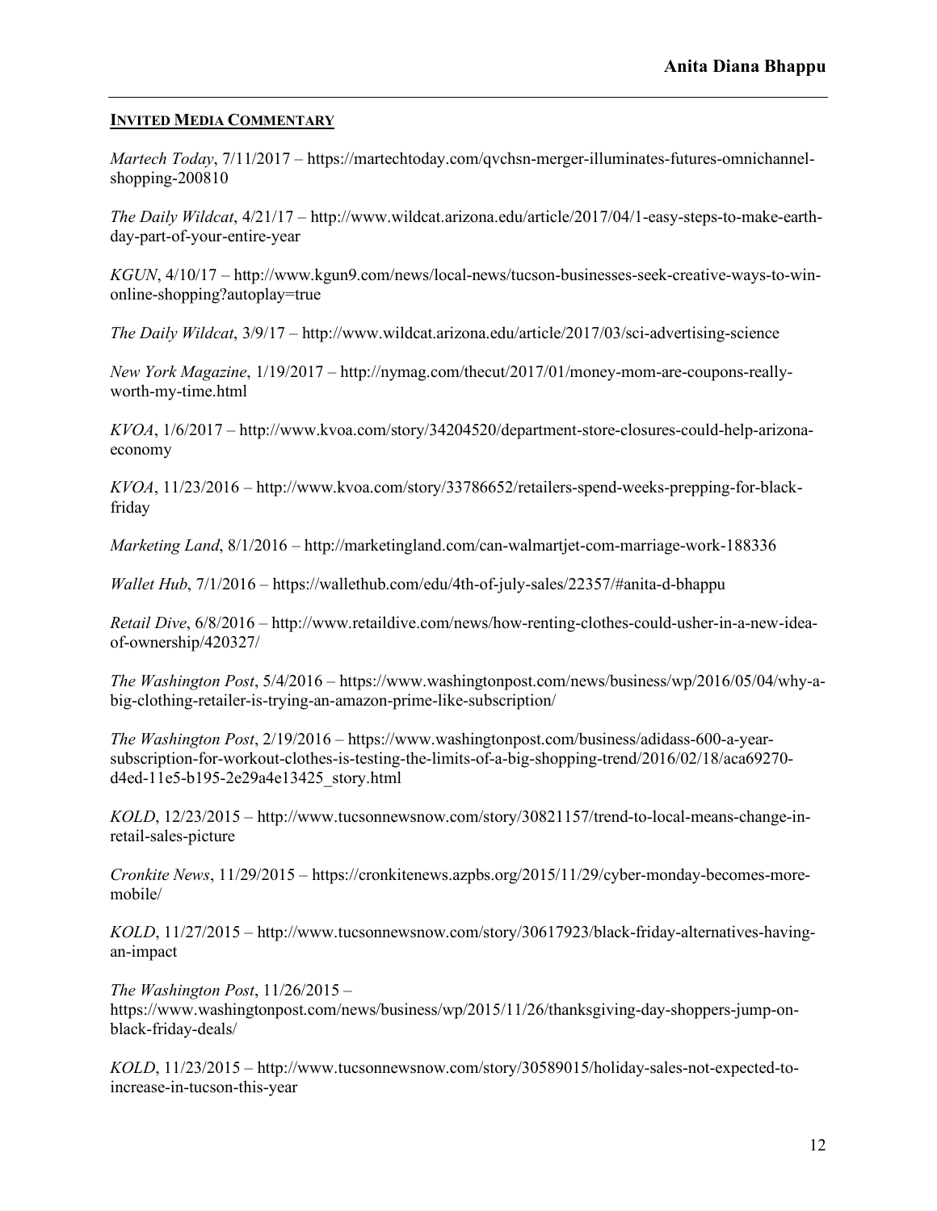## INVITED MEDIA COMMENTARY

*Martech Today*, 7/11/2017 – https://martechtoday.com/qvchsn-merger-illuminates-futures-omnichannel-shopping-200810

*The Daily Wildcat*, 4/21/17 – http://www.wildcat.arizona.edu/article/2017/04/1-easy-steps-to-make-earth-day-part-of-your-entire-year

*KGUN*, 4/10/17 – http://www.kgun9.com/news/local-news/tucson-businesses-seek-creative-ways-to-win-online-shopping?autoplay=true

*The Daily Wildcat*, 3/9/17 – http://www.wildcat.arizona.edu/article/2017/03/sci-advertising-science

*New York Magazine*, 1/19/2017 – http://nymag.com/thecut/2017/01/money-mom-are-coupons-really-worth-my-time.html

*KVOA*, 1/6/2017 – http://www.kvoa.com/story/34204520/department-store-closures-could-help-arizona-economy

*KVOA*, 11/23/2016 – http://www.kvoa.com/story/33786652/retailers-spend-weeks-prepping-for-black-friday

*Marketing Land*, 8/1/2016 – http://marketingland.com/can-walmartjet-com-marriage-work-188336

*Wallet Hub*, 7/1/2016 – https://wallethub.com/edu/4th-of-july-sales/22357/#anita-d-bhappu

*Retail Dive*, 6/8/2016 – http://www.retaildive.com/news/how-renting-clothes-could-usher-in-a-new-idea-of-ownership/420327/

*The Washington Post*, 5/4/2016 – https://www.washingtonpost.com/news/business/wp/2016/05/04/why-a-big-clothing-retailer-is-trying-an-amazon-prime-like-subscription/

*The Washington Post*, 2/19/2016 – https://www.washingtonpost.com/business/adidass-600-a-year-subscription-for-workout-clothes-is-testing-the-limits-of-a-big-shopping-trend/2016/02/18/aca69270-d4ed-11e5-b195-2e29a4e13425_story.html

*KOLD*, 12/23/2015 – http://www.tucsonnewsnow.com/story/30821157/trend-to-local-means-change-in-retail-sales-picture

*Cronkite News*, 11/29/2015 – https://cronkitenews.azpbs.org/2015/11/29/cyber-monday-becomes-more-mobile/

*KOLD*, 11/27/2015 – http://www.tucsonnewsnow.com/story/30617923/black-friday-alternatives-having-an-impact

*The Washington Post*, 11/26/2015 – https://www.washingtonpost.com/news/business/wp/2015/11/26/thanksgiving-day-shoppers-jump-on-black-friday-deals/

*KOLD*, 11/23/2015 – http://www.tucsonnewsnow.com/story/30589015/holiday-sales-not-expected-to-increase-in-tucson-this-year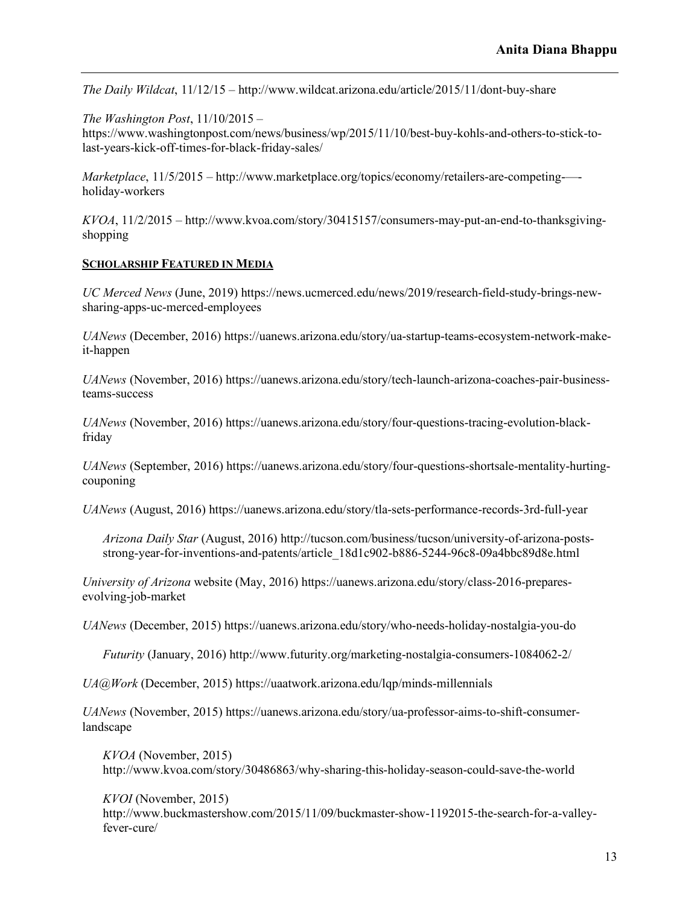*The Daily Wildcat*, 11/12/15 – http://www.wildcat.arizona.edu/article/2015/11/dont-buy-share

*The Washington Post*, 11/10/2015 – https://www.washingtonpost.com/news/business/wp/2015/11/10/best-buy-kohls-and-others-to-stick-to-last-years-kick-off-times-for-black-friday-sales/

*Marketplace*, 11/5/2015 – http://www.marketplace.org/topics/economy/retailers-are-competing-—-holiday-workers

*KVOA*, 11/2/2015 – http://www.kvoa.com/story/30415157/consumers-may-put-an-end-to-thanksgiving-shopping

## SCHOLARSHIP FEATURED IN MEDIA

*UC Merced News* (June, 2019) https://news.ucmerced.edu/news/2019/research-field-study-brings-new-sharing-apps-uc-merced-employees

*UANews* (December, 2016) https://uanews.arizona.edu/story/ua-startup-teams-ecosystem-network-make-it-happen

*UANews* (November, 2016) https://uanews.arizona.edu/story/tech-launch-arizona-coaches-pair-business-teams-success

*UANews* (November, 2016) https://uanews.arizona.edu/story/four-questions-tracing-evolution-black-friday

*UANews* (September, 2016) https://uanews.arizona.edu/story/four-questions-shortsale-mentality-hurting-couponing

*UANews* (August, 2016) https://uanews.arizona.edu/story/tla-sets-performance-records-3rd-full-year

> *Arizona Daily Star* (August, 2016) http://tucson.com/business/tucson/university-of-arizona-posts-strong-year-for-inventions-and-patents/article_18d1c902-b886-5244-96c8-09a4bbc89d8e.html

*University of Arizona* website (May, 2016) https://uanews.arizona.edu/story/class-2016-prepares-evolving-job-market

*UANews* (December, 2015) https://uanews.arizona.edu/story/who-needs-holiday-nostalgia-you-do

> *Futurity* (January, 2016) http://www.futurity.org/marketing-nostalgia-consumers-1084062-2/

*UA@Work* (December, 2015) https://uaatwork.arizona.edu/lqp/minds-millennials

*UANews* (November, 2015) https://uanews.arizona.edu/story/ua-professor-aims-to-shift-consumer-landscape

> *KVOA* (November, 2015) http://www.kvoa.com/story/30486863/why-sharing-this-holiday-season-could-save-the-world

> *KVOI* (November, 2015) http://www.buckmastershow.com/2015/11/09/buckmaster-show-1192015-the-search-for-a-valley-fever-cure/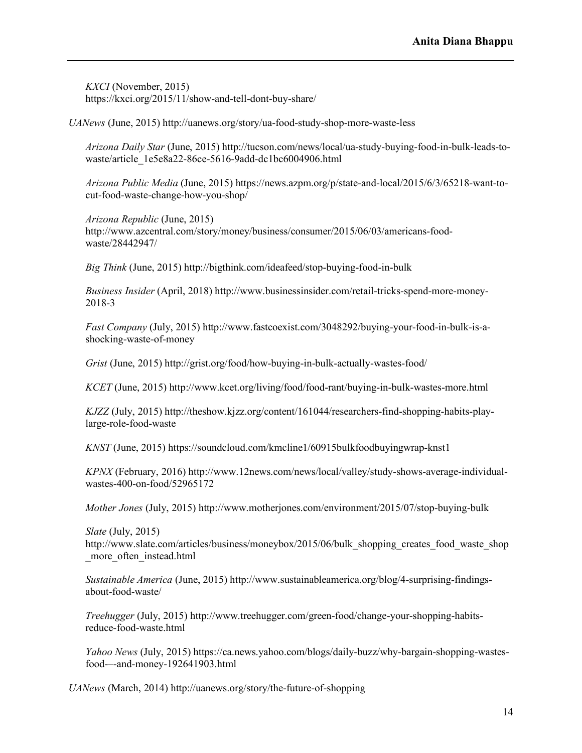*KXCI* (November, 2015) https://kxci.org/2015/11/show-and-tell-dont-buy-share/

*UANews* (June, 2015) http://uanews.org/story/ua-food-study-shop-more-waste-less

*Arizona Daily Star* (June, 2015) http://tucson.com/news/local/ua-study-buying-food-in-bulk-leads-to-waste/article_1e5e8a22-86ce-5616-9add-dc1bc6004906.html

*Arizona Public Media* (June, 2015) https://news.azpm.org/p/state-and-local/2015/6/3/65218-want-to-cut-food-waste-change-how-you-shop/

*Arizona Republic* (June, 2015) http://www.azcentral.com/story/money/business/consumer/2015/06/03/americans-food-waste/28442947/

*Big Think* (June, 2015) http://bigthink.com/ideafeed/stop-buying-food-in-bulk

*Business Insider* (April, 2018) http://www.businessinsider.com/retail-tricks-spend-more-money-2018-3

*Fast Company* (July, 2015) http://www.fastcoexist.com/3048292/buying-your-food-in-bulk-is-a-shocking-waste-of-money

*Grist* (June, 2015) http://grist.org/food/how-buying-in-bulk-actually-wastes-food/

*KCET* (June, 2015) http://www.kcet.org/living/food/food-rant/buying-in-bulk-wastes-more.html

*KJZZ* (July, 2015) http://theshow.kjzz.org/content/161044/researchers-find-shopping-habits-play-large-role-food-waste

*KNST* (June, 2015) https://soundcloud.com/kmcline1/60915bulkfoodbuyingwrap-knst1

*KPNX* (February, 2016) http://www.12news.com/news/local/valley/study-shows-average-individual-wastes-400-on-food/52965172

*Mother Jones* (July, 2015) http://www.motherjones.com/environment/2015/07/stop-buying-bulk

*Slate* (July, 2015) http://www.slate.com/articles/business/moneybox/2015/06/bulk_shopping_creates_food_waste_shop_more_often_instead.html

*Sustainable America* (June, 2015) http://www.sustainableamerica.org/blog/4-surprising-findings-about-food-waste/

*Treehugger* (July, 2015) http://www.treehugger.com/green-food/change-your-shopping-habits-reduce-food-waste.html

*Yahoo News* (July, 2015) https://ca.news.yahoo.com/blogs/daily-buzz/why-bargain-shopping-wastes-food-–-and-money-192641903.html

*UANews* (March, 2014) http://uanews.org/story/the-future-of-shopping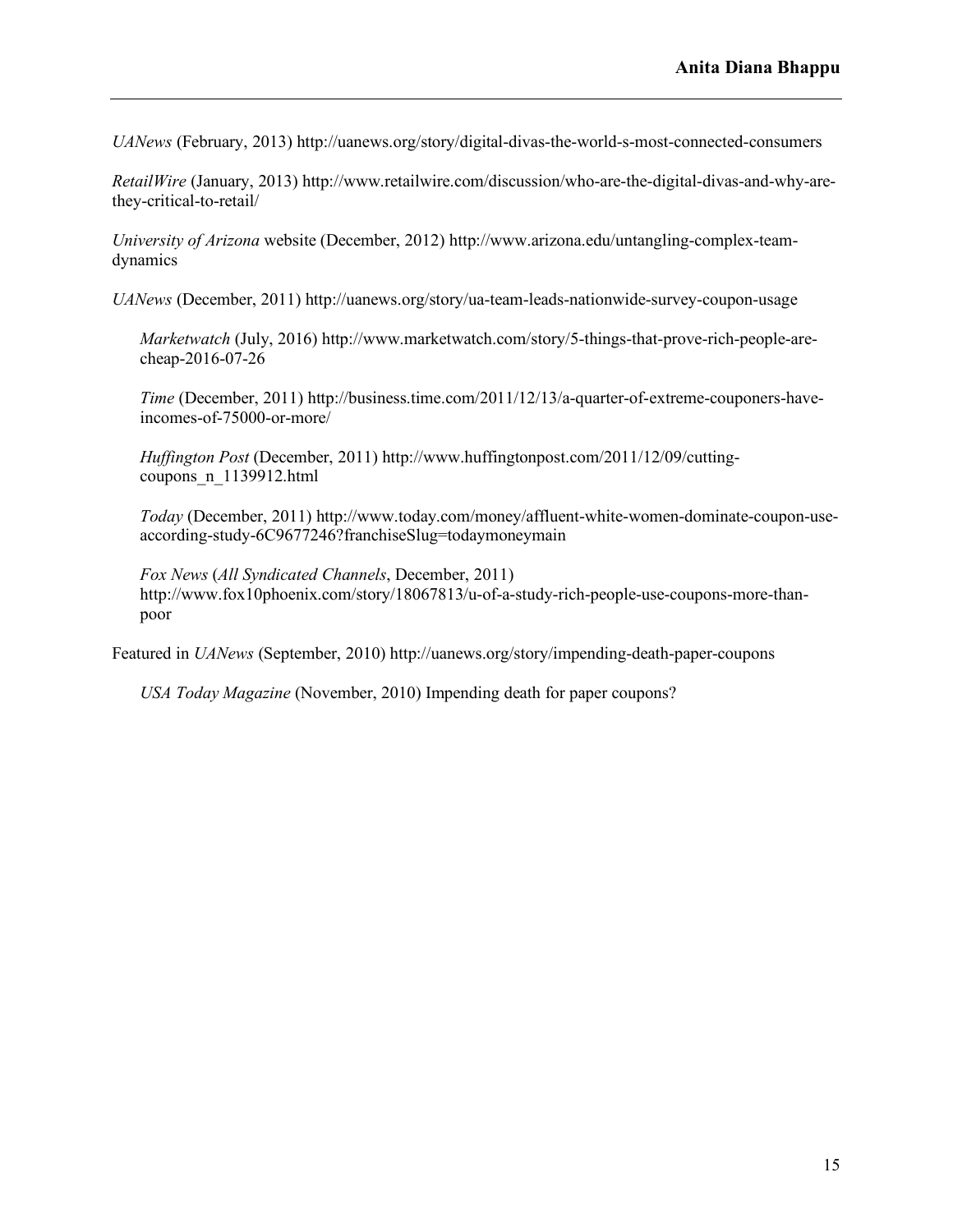*UANews* (February, 2013) http://uanews.org/story/digital-divas-the-world-s-most-connected-consumers

*RetailWire* (January, 2013) http://www.retailwire.com/discussion/who-are-the-digital-divas-and-why-are-they-critical-to-retail/

*University of Arizona* website (December, 2012) http://www.arizona.edu/untangling-complex-team-dynamics

*UANews* (December, 2011) http://uanews.org/story/ua-team-leads-nationwide-survey-coupon-usage

> *Marketwatch* (July, 2016) http://www.marketwatch.com/story/5-things-that-prove-rich-people-are-cheap-2016-07-26
>
> *Time* (December, 2011) http://business.time.com/2011/12/13/a-quarter-of-extreme-couponers-have-incomes-of-75000-or-more/
>
> *Huffington Post* (December, 2011) http://www.huffingtonpost.com/2011/12/09/cutting-coupons_n_1139912.html
>
> *Today* (December, 2011) http://www.today.com/money/affluent-white-women-dominate-coupon-use-according-study-6C9677246?franchiseSlug=todaymoneymain
>
> *Fox News* (*All Syndicated Channels*, December, 2011) http://www.fox10phoenix.com/story/18067813/u-of-a-study-rich-people-use-coupons-more-than-poor

Featured in *UANews* (September, 2010) http://uanews.org/story/impending-death-paper-coupons

> *USA Today Magazine* (November, 2010) Impending death for paper coupons?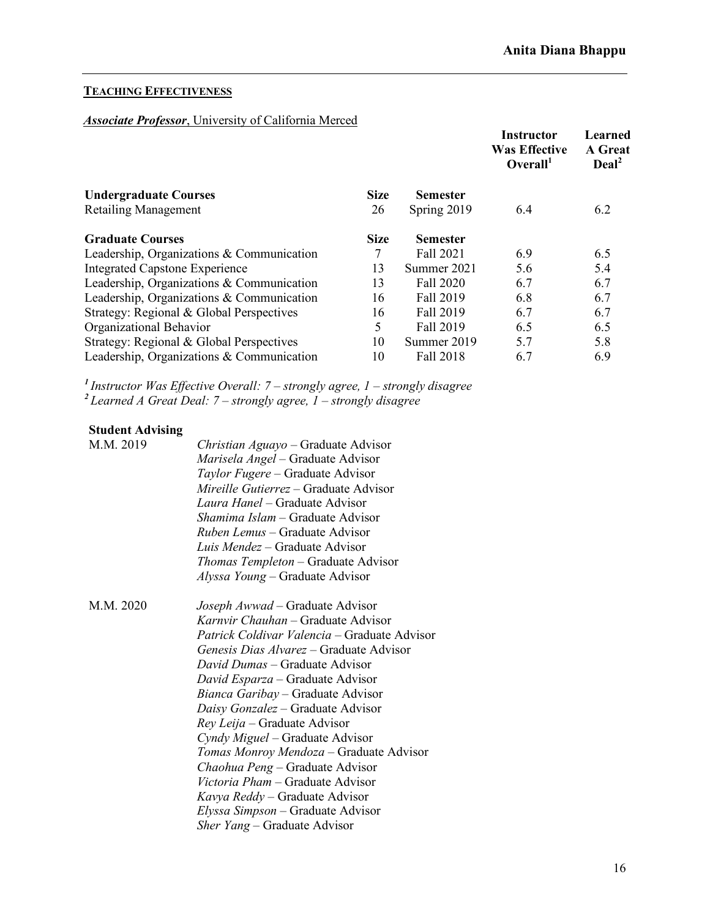## TEACHING EFFECTIVENESS

***Associate Professor***, University of California Merced

| | Size | Semester | Instructor Was Effective Overall[1] | Learned A Great Deal[2] |
|---|---|---|---|---|
| **Undergraduate Courses** | **Size** | **Semester** | | |
| Retailing Management | 26 | Spring 2019 | 6.4 | 6.2 |
| **Graduate Courses** | **Size** | **Semester** | | |
| Leadership, Organizations & Communication | 7 | Fall 2021 | 6.9 | 6.5 |
| Integrated Capstone Experience | 13 | Summer 2021 | 5.6 | 5.4 |
| Leadership, Organizations & Communication | 13 | Fall 2020 | 6.7 | 6.7 |
| Leadership, Organizations & Communication | 16 | Fall 2019 | 6.8 | 6.7 |
| Strategy: Regional & Global Perspectives | 16 | Fall 2019 | 6.7 | 6.7 |
| Organizational Behavior | 5 | Fall 2019 | 6.5 | 6.5 |
| Strategy: Regional & Global Perspectives | 10 | Summer 2019 | 5.7 | 5.8 |
| Leadership, Organizations & Communication | 10 | Fall 2018 | 6.7 | 6.9 |

*[1] Instructor Was Effective Overall: 7 – strongly agree, 1 – strongly disagree*
*[2] Learned A Great Deal: 7 – strongly agree, 1 – strongly disagree*

**Student Advising**

M.M. 2019
- *Christian Aguayo* – Graduate Advisor
- *Marisela Angel* – Graduate Advisor
- *Taylor Fugere* – Graduate Advisor
- *Mireille Gutierrez* – Graduate Advisor
- *Laura Hanel* – Graduate Advisor
- *Shamima Islam* – Graduate Advisor
- *Ruben Lemus* – Graduate Advisor
- *Luis Mendez* – Graduate Advisor
- *Thomas Templeton* – Graduate Advisor
- *Alyssa Young* – Graduate Advisor

M.M. 2020
- *Joseph Awwad* – Graduate Advisor
- *Karnvir Chauhan* – Graduate Advisor
- *Patrick Coldivar Valencia* – Graduate Advisor
- *Genesis Dias Alvarez* – Graduate Advisor
- *David Dumas* – Graduate Advisor
- *David Esparza* – Graduate Advisor
- *Bianca Garibay* – Graduate Advisor
- *Daisy Gonzalez* – Graduate Advisor
- *Rey Leija* – Graduate Advisor
- *Cyndy Miguel* – Graduate Advisor
- *Tomas Monroy Mendoza* – Graduate Advisor
- *Chaohua Peng* – Graduate Advisor
- *Victoria Pham* – Graduate Advisor
- *Kavya Reddy* – Graduate Advisor
- *Elyssa Simpson* – Graduate Advisor
- *Sher Yang* – Graduate Advisor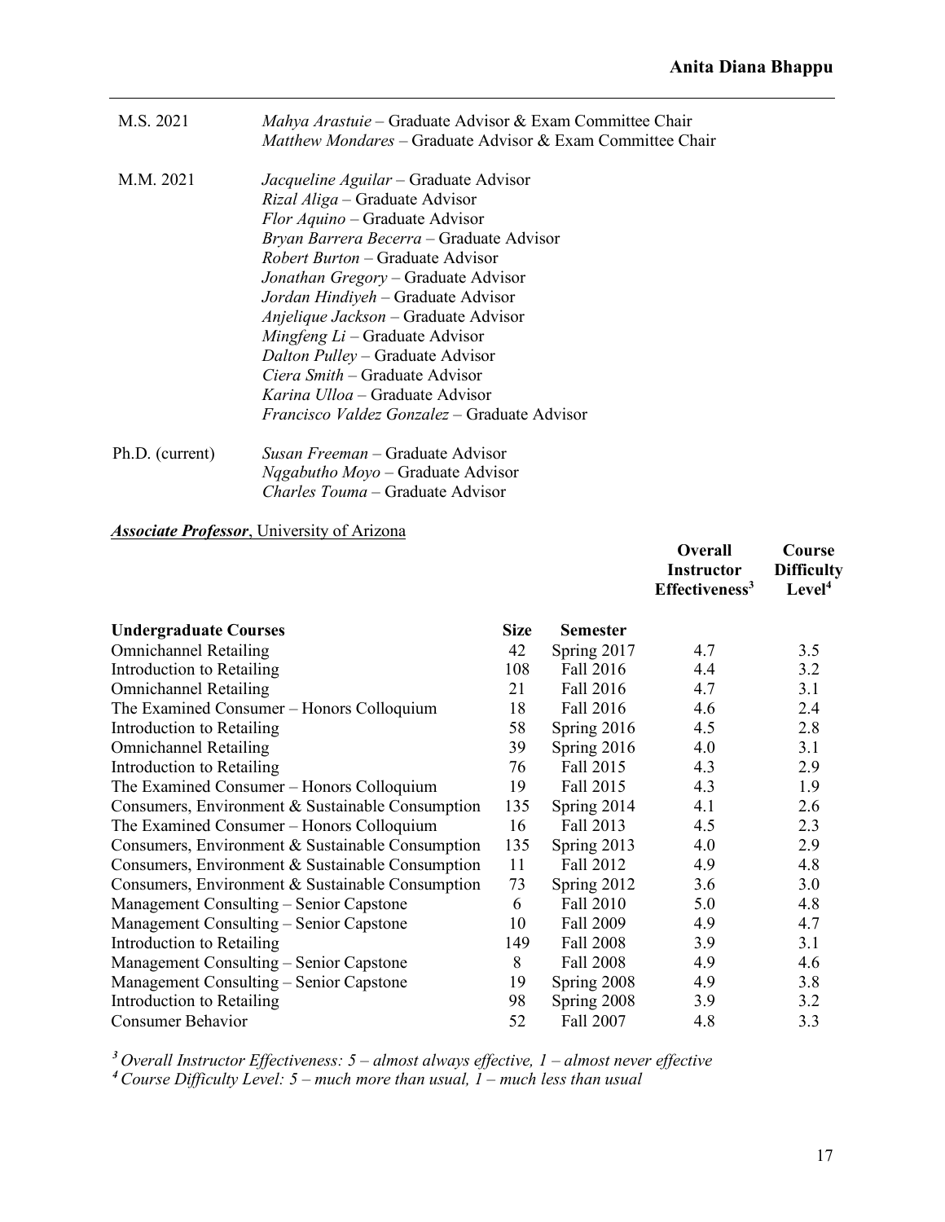| | |
|---|---|
| M.S. 2021 | *Mahya Arastuie* – Graduate Advisor & Exam Committee Chair<br>*Matthew Mondares* – Graduate Advisor & Exam Committee Chair |
| M.M. 2021 | *Jacqueline Aguilar* – Graduate Advisor<br>*Rizal Aliga* – Graduate Advisor<br>*Flor Aquino* – Graduate Advisor<br>*Bryan Barrera Becerra* – Graduate Advisor<br>*Robert Burton* – Graduate Advisor<br>*Jonathan Gregory* – Graduate Advisor<br>*Jordan Hindiyeh* – Graduate Advisor<br>*Anjelique Jackson* – Graduate Advisor<br>*Mingfeng Li* – Graduate Advisor<br>*Dalton Pulley* – Graduate Advisor<br>*Ciera Smith* – Graduate Advisor<br>*Karina Ulloa* – Graduate Advisor<br>*Francisco Valdez Gonzalez* – Graduate Advisor |
| Ph.D. (current) | *Susan Freeman* – Graduate Advisor<br>*Nqgabutho Moyo* – Graduate Advisor<br>*Charles Touma* – Graduate Advisor |

***Associate Professor***, University of Arizona

| **Undergraduate Courses** | **Size** | **Semester** | **Overall Instructor Effectiveness**[3] | **Course Difficulty Level**[4] |
|---|---|---|---|---|
| Omnichannel Retailing | 42 | Spring 2017 | 4.7 | 3.5 |
| Introduction to Retailing | 108 | Fall 2016 | 4.4 | 3.2 |
| Omnichannel Retailing | 21 | Fall 2016 | 4.7 | 3.1 |
| The Examined Consumer – Honors Colloquium | 18 | Fall 2016 | 4.6 | 2.4 |
| Introduction to Retailing | 58 | Spring 2016 | 4.5 | 2.8 |
| Omnichannel Retailing | 39 | Spring 2016 | 4.0 | 3.1 |
| Introduction to Retailing | 76 | Fall 2015 | 4.3 | 2.9 |
| The Examined Consumer – Honors Colloquium | 19 | Fall 2015 | 4.3 | 1.9 |
| Consumers, Environment & Sustainable Consumption | 135 | Spring 2014 | 4.1 | 2.6 |
| The Examined Consumer – Honors Colloquium | 16 | Fall 2013 | 4.5 | 2.3 |
| Consumers, Environment & Sustainable Consumption | 135 | Spring 2013 | 4.0 | 2.9 |
| Consumers, Environment & Sustainable Consumption | 11 | Fall 2012 | 4.9 | 4.8 |
| Consumers, Environment & Sustainable Consumption | 73 | Spring 2012 | 3.6 | 3.0 |
| Management Consulting – Senior Capstone | 6 | Fall 2010 | 5.0 | 4.8 |
| Management Consulting – Senior Capstone | 10 | Fall 2009 | 4.9 | 4.7 |
| Introduction to Retailing | 149 | Fall 2008 | 3.9 | 3.1 |
| Management Consulting – Senior Capstone | 8 | Fall 2008 | 4.9 | 4.6 |
| Management Consulting – Senior Capstone | 19 | Spring 2008 | 4.9 | 3.8 |
| Introduction to Retailing | 98 | Spring 2008 | 3.9 | 3.2 |
| Consumer Behavior | 52 | Fall 2007 | 4.8 | 3.3 |

[3] *Overall Instructor Effectiveness: 5 – almost always effective, 1 – almost never effective*
[4] *Course Difficulty Level: 5 – much more than usual, 1 – much less than usual*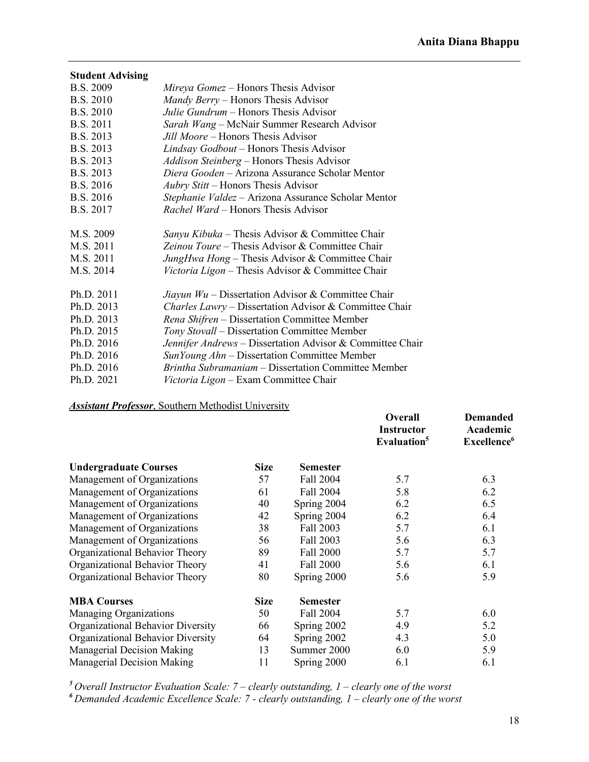**Student Advising**

| | |
|---|---|
| B.S. 2009 | *Mireya Gomez* – Honors Thesis Advisor |
| B.S. 2010 | *Mandy Berry* – Honors Thesis Advisor |
| B.S. 2010 | *Julie Gundrum* – Honors Thesis Advisor |
| B.S. 2011 | *Sarah Wang* – McNair Summer Research Advisor |
| B.S. 2013 | *Jill Moore* – Honors Thesis Advisor |
| B.S. 2013 | *Lindsay Godbout* – Honors Thesis Advisor |
| B.S. 2013 | *Addison Steinberg* – Honors Thesis Advisor |
| B.S. 2013 | *Diera Gooden* – Arizona Assurance Scholar Mentor |
| B.S. 2016 | *Aubry Stitt* – Honors Thesis Advisor |
| B.S. 2016 | *Stephanie Valdez* – Arizona Assurance Scholar Mentor |
| B.S. 2017 | *Rachel Ward* – Honors Thesis Advisor |
| M.S. 2009 | *Sanyu Kibuka* – Thesis Advisor & Committee Chair |
| M.S. 2011 | *Zeinou Toure* – Thesis Advisor & Committee Chair |
| M.S. 2011 | *JungHwa Hong* – Thesis Advisor & Committee Chair |
| M.S. 2014 | *Victoria Ligon* – Thesis Advisor & Committee Chair |
| Ph.D. 2011 | *Jiayun Wu* – Dissertation Advisor & Committee Chair |
| Ph.D. 2013 | *Charles Lawry* – Dissertation Advisor & Committee Chair |
| Ph.D. 2013 | *Rena Shifren* – Dissertation Committee Member |
| Ph.D. 2015 | *Tony Stovall* – Dissertation Committee Member |
| Ph.D. 2016 | *Jennifer Andrews* – Dissertation Advisor & Committee Chair |
| Ph.D. 2016 | *SunYoung Ahn* – Dissertation Committee Member |
| Ph.D. 2016 | *Brintha Subramaniam* – Dissertation Committee Member |
| Ph.D. 2021 | *Victoria Ligon* – Exam Committee Chair |

***Assistant Professor***, Southern Methodist University

| | | | **Overall Instructor Evaluation**[5] | **Demanded Academic Excellence**[6] |
|---|---|---|---|---|
| **Undergraduate Courses** | **Size** | **Semester** | | |
| Management of Organizations | 57 | Fall 2004 | 5.7 | 6.3 |
| Management of Organizations | 61 | Fall 2004 | 5.8 | 6.2 |
| Management of Organizations | 40 | Spring 2004 | 6.2 | 6.5 |
| Management of Organizations | 42 | Spring 2004 | 6.2 | 6.4 |
| Management of Organizations | 38 | Fall 2003 | 5.7 | 6.1 |
| Management of Organizations | 56 | Fall 2003 | 5.6 | 6.3 |
| Organizational Behavior Theory | 89 | Fall 2000 | 5.7 | 5.7 |
| Organizational Behavior Theory | 41 | Fall 2000 | 5.6 | 6.1 |
| Organizational Behavior Theory | 80 | Spring 2000 | 5.6 | 5.9 |
| **MBA Courses** | **Size** | **Semester** | | |
| Managing Organizations | 50 | Fall 2004 | 5.7 | 6.0 |
| Organizational Behavior Diversity | 66 | Spring 2002 | 4.9 | 5.2 |
| Organizational Behavior Diversity | 64 | Spring 2002 | 4.3 | 5.0 |
| Managerial Decision Making | 13 | Summer 2000 | 6.0 | 5.9 |
| Managerial Decision Making | 11 | Spring 2000 | 6.1 | 6.1 |

[5] *Overall Instructor Evaluation Scale: 7 – clearly outstanding, 1 – clearly one of the worst*
[6] *Demanded Academic Excellence Scale: 7 - clearly outstanding, 1 – clearly one of the worst*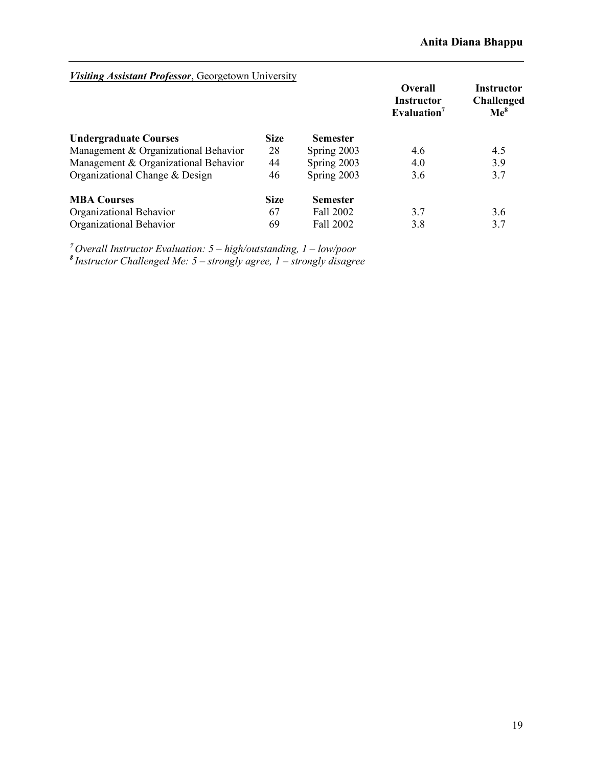***Visiting Assistant Professor***, Georgetown University

| **Undergraduate Courses** | **Size** | **Semester** | **Overall Instructor Evaluation**[7] | **Instructor Challenged Me**[8] |
|---|---|---|---|---|
| Management & Organizational Behavior | 28 | Spring 2003 | 4.6 | 4.5 |
| Management & Organizational Behavior | 44 | Spring 2003 | 4.0 | 3.9 |
| Organizational Change & Design | 46 | Spring 2003 | 3.6 | 3.7 |
| **MBA Courses** | **Size** | **Semester** | | |
| Organizational Behavior | 67 | Fall 2002 | 3.7 | 3.6 |
| Organizational Behavior | 69 | Fall 2002 | 3.8 | 3.7 |

*[7] Overall Instructor Evaluation: 5 – high/outstanding, 1 – low/poor*
*[8] Instructor Challenged Me: 5 – strongly agree, 1 – strongly disagree*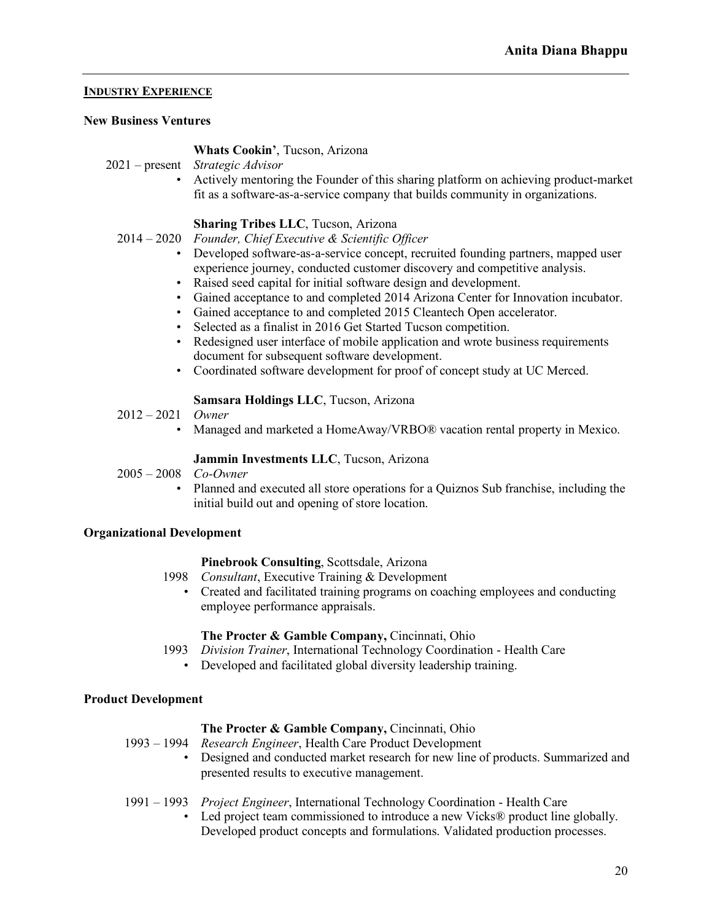## INDUSTRY EXPERIENCE

### New Business Ventures

**Whats Cookin'**, Tucson, Arizona

2021 – present *Strategic Advisor*

- Actively mentoring the Founder of this sharing platform on achieving product-market fit as a software-as-a-service company that builds community in organizations.

**Sharing Tribes LLC**, Tucson, Arizona

2014 – 2020 *Founder, Chief Executive & Scientific Officer*

- Developed software-as-a-service concept, recruited founding partners, mapped user experience journey, conducted customer discovery and competitive analysis.
- Raised seed capital for initial software design and development.
- Gained acceptance to and completed 2014 Arizona Center for Innovation incubator.
- Gained acceptance to and completed 2015 Cleantech Open accelerator.
- Selected as a finalist in 2016 Get Started Tucson competition.
- Redesigned user interface of mobile application and wrote business requirements document for subsequent software development.
- Coordinated software development for proof of concept study at UC Merced.

**Samsara Holdings LLC**, Tucson, Arizona

2012 – 2021 *Owner*

- Managed and marketed a HomeAway/VRBO® vacation rental property in Mexico.

**Jammin Investments LLC**, Tucson, Arizona

2005 – 2008 *Co-Owner*

- Planned and executed all store operations for a Quiznos Sub franchise, including the initial build out and opening of store location.

### Organizational Development

**Pinebrook Consulting**, Scottsdale, Arizona

1998 *Consultant*, Executive Training & Development

- Created and facilitated training programs on coaching employees and conducting employee performance appraisals.

**The Procter & Gamble Company,** Cincinnati, Ohio

1993 *Division Trainer*, International Technology Coordination - Health Care

- Developed and facilitated global diversity leadership training.

### Product Development

**The Procter & Gamble Company,** Cincinnati, Ohio

1993 – 1994 *Research Engineer*, Health Care Product Development

- Designed and conducted market research for new line of products. Summarized and presented results to executive management.

1991 – 1993 *Project Engineer*, International Technology Coordination - Health Care

- Led project team commissioned to introduce a new Vicks® product line globally. Developed product concepts and formulations. Validated production processes.